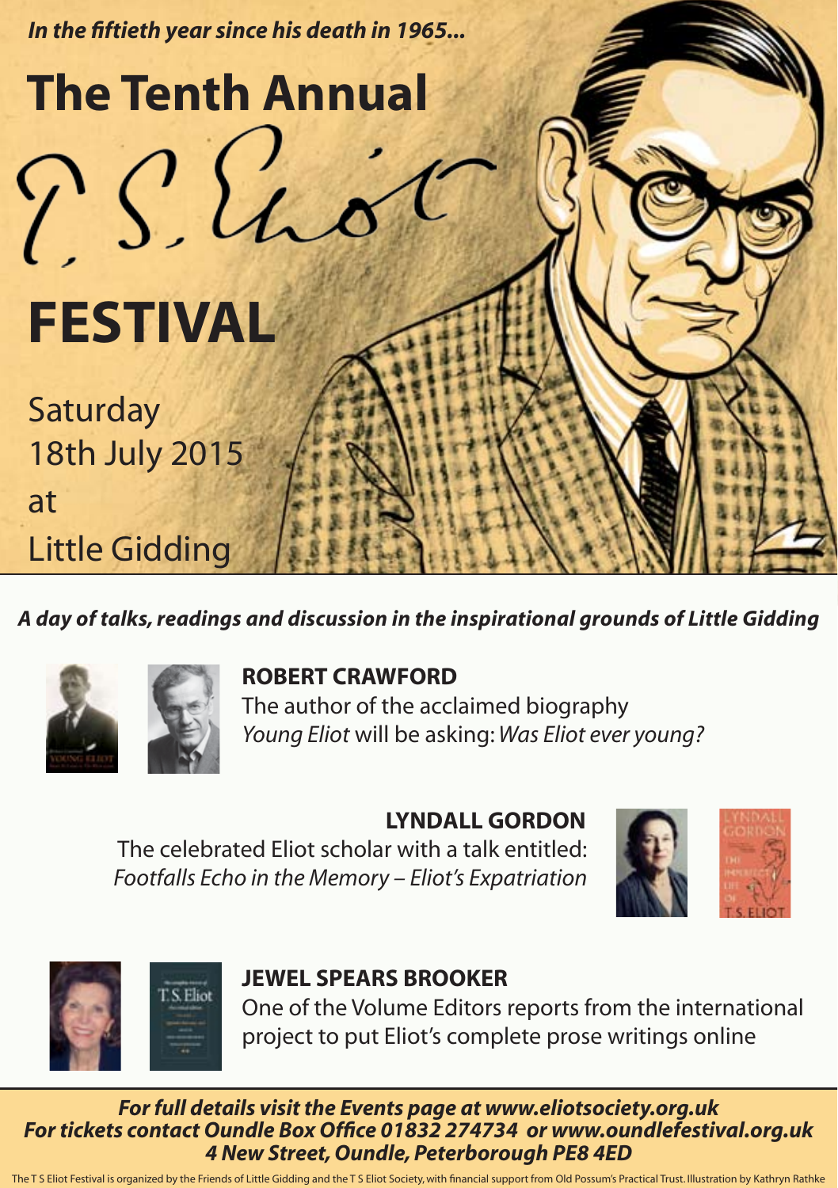***In the fiftieth year since his death in 1965...***

# The Tenth Annual

# T. S. Eliot

# FESTIVAL

Saturday
18th July 2015
at
Little Gidding

***A day of talks, readings and discussion in the inspirational grounds of Little Gidding***

**ROBERT CRAWFORD**
The author of the acclaimed biography *Young Eliot* will be asking: *Was Eliot ever young?*

**LYNDALL GORDON**
The celebrated Eliot scholar with a talk entitled: *Footfalls Echo in the Memory – Eliot's Expatriation*

**JEWEL SPEARS BROOKER**
One of the Volume Editors reports from the international project to put Eliot's complete prose writings online

***For full details visit the Events page at www.eliotsociety.org.uk***
***For tickets contact Oundle Box Office 01832 274734 or www.oundlefestival.org.uk***
***4 New Street, Oundle, Peterborough PE8 4ED***

The T S Eliot Festival is organized by the Friends of Little Gidding and the T S Eliot Society, with financial support from Old Possum's Practical Trust. Illustration by Kathryn Rathke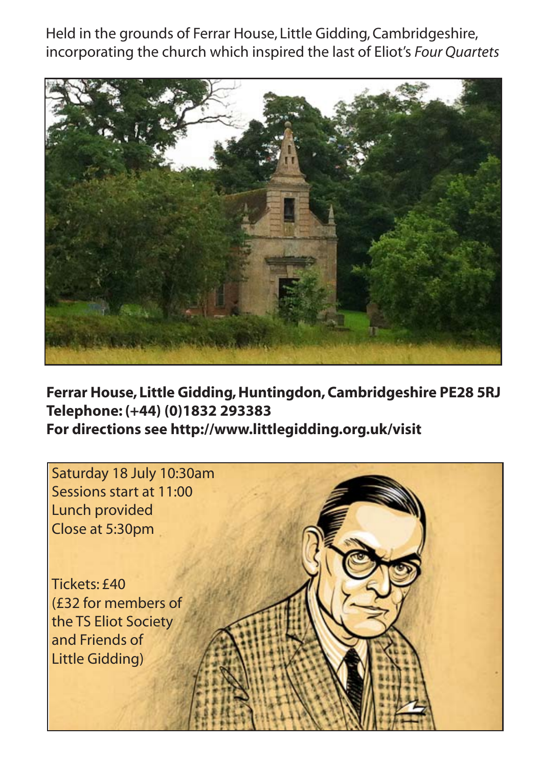Held in the grounds of Ferrar House, Little Gidding, Cambridgeshire, incorporating the church which inspired the last of Eliot's *Four Quartets*

**Ferrar House, Little Gidding, Huntingdon, Cambridgeshire PE28 5RJ**
**Telephone: (+44) (0)1832 293383**
**For directions see http://www.littlegidding.org.uk/visit**

Saturday 18 July 10:30am
Sessions start at 11:00
Lunch provided
Close at 5:30pm

Tickets: £40
(£32 for members of the TS Eliot Society and Friends of Little Gidding)